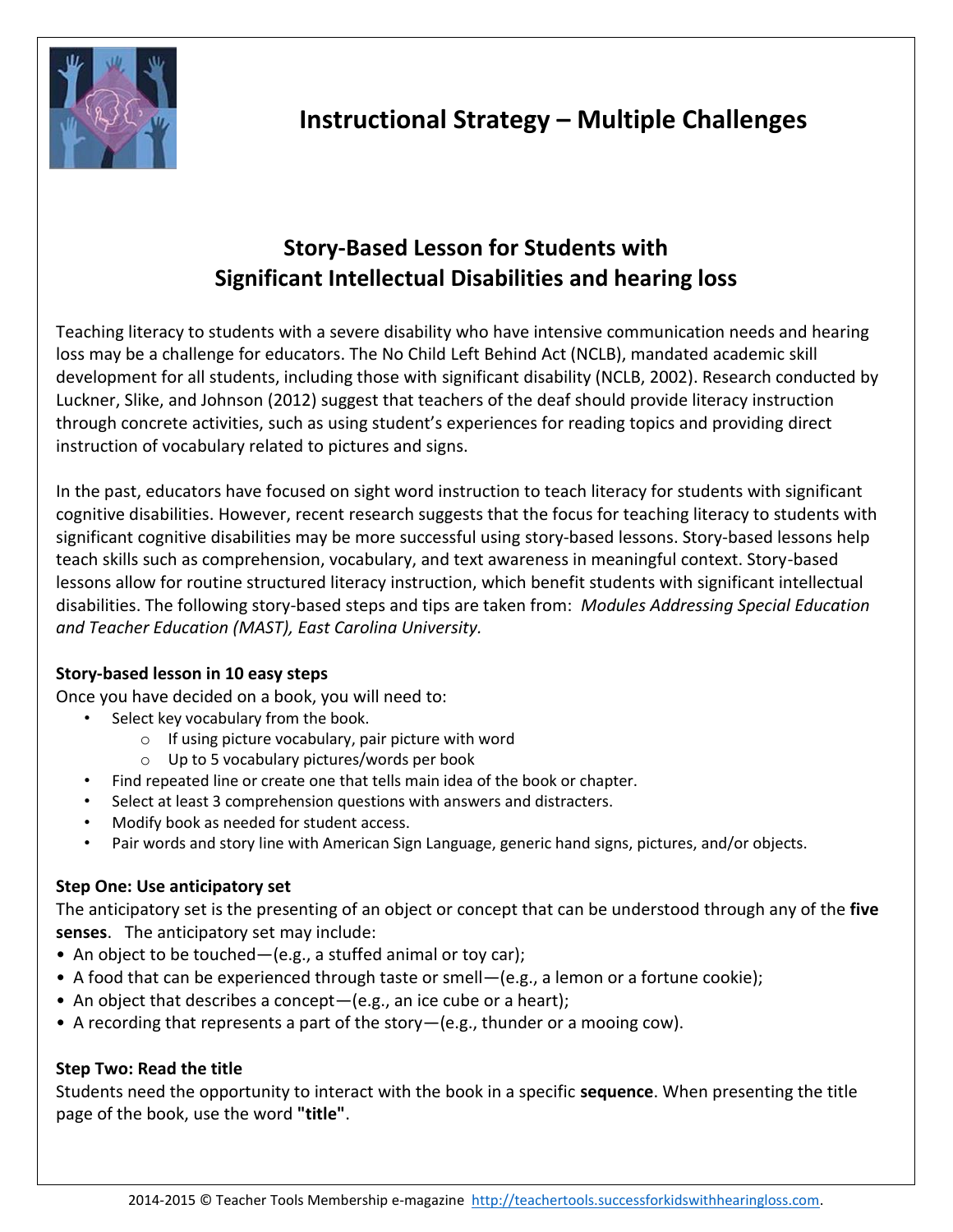# Instructional Strategy – Multiple Challenges

## Story-Based Lesson for Students with Significant Intellectual Disabilities and hearing loss

Teaching literacy to students with a severe disability who have intensive communication needs and hearing loss may be a challenge for educators. The No Child Left Behind Act (NCLB), mandated academic skill development for all students, including those with significant disability (NCLB, 2002). Research conducted by Luckner, Slike, and Johnson (2012) suggest that teachers of the deaf should provide literacy instruction through concrete activities, such as using student's experiences for reading topics and providing direct instruction of vocabulary related to pictures and signs.

In the past, educators have focused on sight word instruction to teach literacy for students with significant cognitive disabilities. However, recent research suggests that the focus for teaching literacy to students with significant cognitive disabilities may be more successful using story-based lessons. Story-based lessons help teach skills such as comprehension, vocabulary, and text awareness in meaningful context. Story-based lessons allow for routine structured literacy instruction, which benefit students with significant intellectual disabilities. The following story-based steps and tips are taken from: *Modules Addressing Special Education and Teacher Education (MAST), East Carolina University.*

**Story-based lesson in 10 easy steps**

Once you have decided on a book, you will need to:

- Select key vocabulary from the book.
  - If using picture vocabulary, pair picture with word
  - Up to 5 vocabulary pictures/words per book
- Find repeated line or create one that tells main idea of the book or chapter.
- Select at least 3 comprehension questions with answers and distracters.
- Modify book as needed for student access.
- Pair words and story line with American Sign Language, generic hand signs, pictures, and/or objects.

**Step One: Use anticipatory set**

The anticipatory set is the presenting of an object or concept that can be understood through any of the **five senses**. The anticipatory set may include:

- An object to be touched—(e.g., a stuffed animal or toy car);
- A food that can be experienced through taste or smell—(e.g., a lemon or a fortune cookie);
- An object that describes a concept—(e.g., an ice cube or a heart);
- A recording that represents a part of the story—(e.g., thunder or a mooing cow).

**Step Two: Read the title**

Students need the opportunity to interact with the book in a specific **sequence**. When presenting the title page of the book, use the word **"title"**.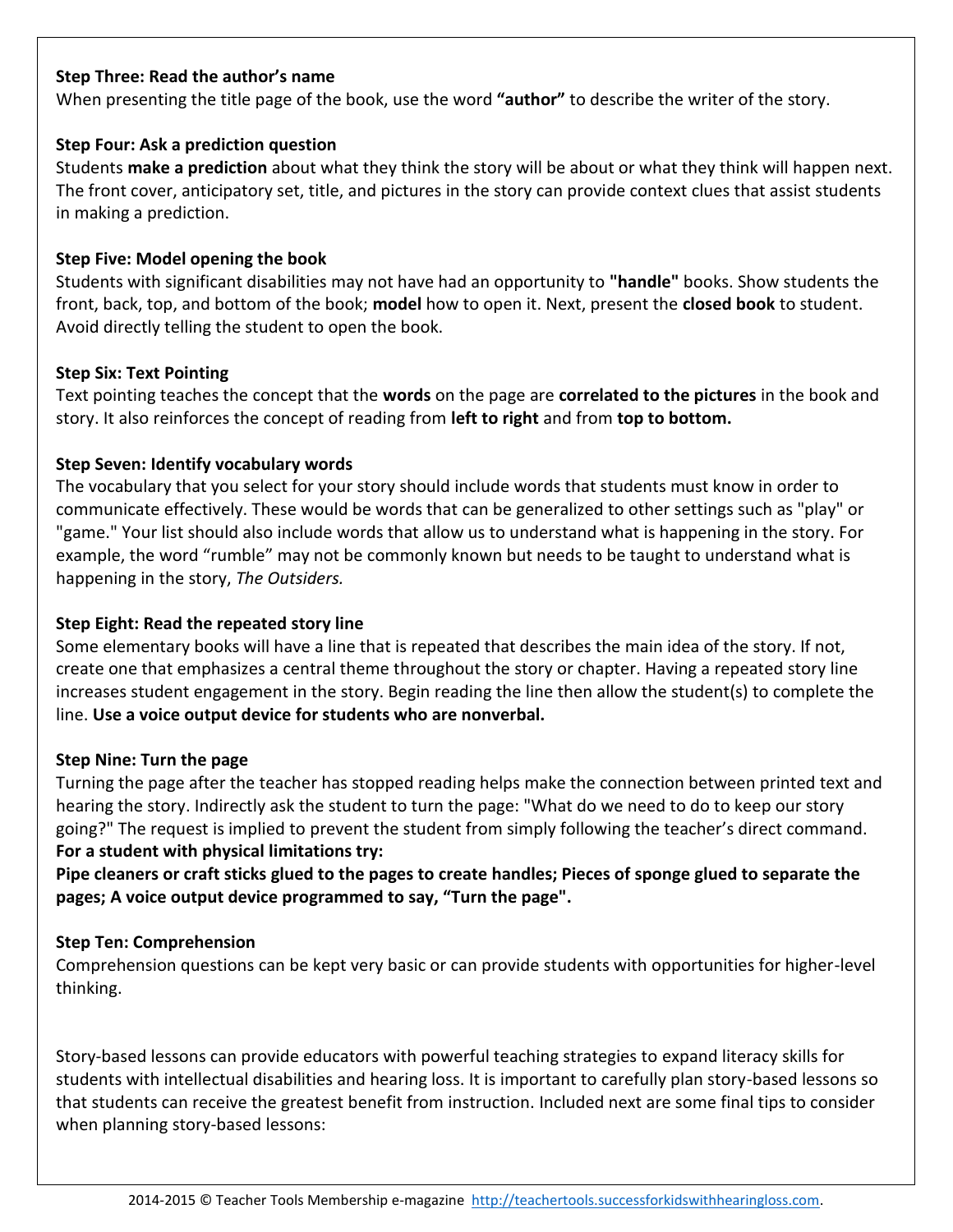**Step Three: Read the author's name**

When presenting the title page of the book, use the word **"author"** to describe the writer of the story.

**Step Four: Ask a prediction question**

Students **make a prediction** about what they think the story will be about or what they think will happen next. The front cover, anticipatory set, title, and pictures in the story can provide context clues that assist students in making a prediction.

**Step Five: Model opening the book**

Students with significant disabilities may not have had an opportunity to **"handle"** books. Show students the front, back, top, and bottom of the book; **model** how to open it. Next, present the **closed book** to student. Avoid directly telling the student to open the book.

**Step Six: Text Pointing**

Text pointing teaches the concept that the **words** on the page are **correlated to the pictures** in the book and story. It also reinforces the concept of reading from **left to right** and from **top to bottom.**

**Step Seven: Identify vocabulary words**

The vocabulary that you select for your story should include words that students must know in order to communicate effectively. These would be words that can be generalized to other settings such as "play" or "game." Your list should also include words that allow us to understand what is happening in the story. For example, the word "rumble" may not be commonly known but needs to be taught to understand what is happening in the story, *The Outsiders.*

**Step Eight: Read the repeated story line**

Some elementary books will have a line that is repeated that describes the main idea of the story. If not, create one that emphasizes a central theme throughout the story or chapter. Having a repeated story line increases student engagement in the story. Begin reading the line then allow the student(s) to complete the line. **Use a voice output device for students who are nonverbal.**

**Step Nine: Turn the page**

Turning the page after the teacher has stopped reading helps make the connection between printed text and hearing the story. Indirectly ask the student to turn the page: "What do we need to do to keep our story going?" The request is implied to prevent the student from simply following the teacher's direct command.
**For a student with physical limitations try:**

**Pipe cleaners or craft sticks glued to the pages to create handles; Pieces of sponge glued to separate the pages; A voice output device programmed to say, "Turn the page".**

**Step Ten: Comprehension**

Comprehension questions can be kept very basic or can provide students with opportunities for higher-level thinking.

Story-based lessons can provide educators with powerful teaching strategies to expand literacy skills for students with intellectual disabilities and hearing loss. It is important to carefully plan story-based lessons so that students can receive the greatest benefit from instruction. Included next are some final tips to consider when planning story-based lessons: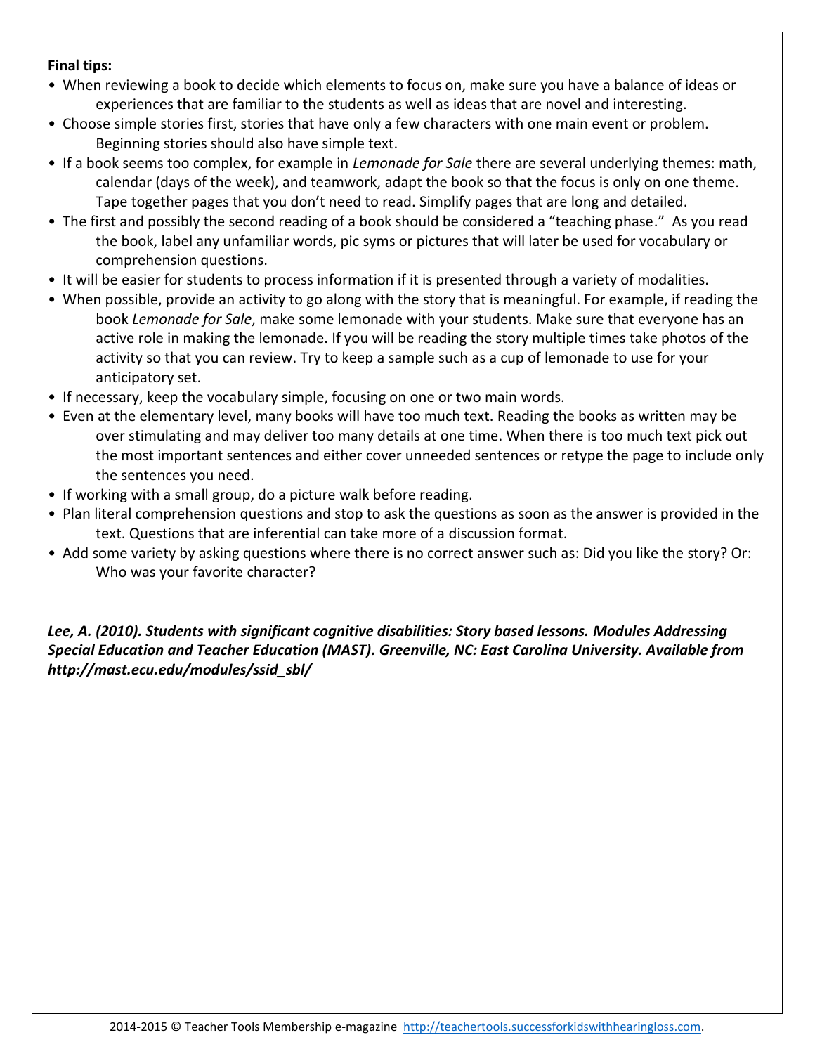**Final tips:**

- When reviewing a book to decide which elements to focus on, make sure you have a balance of ideas or experiences that are familiar to the students as well as ideas that are novel and interesting.
- Choose simple stories first, stories that have only a few characters with one main event or problem. Beginning stories should also have simple text.
- If a book seems too complex, for example in *Lemonade for Sale* there are several underlying themes: math, calendar (days of the week), and teamwork, adapt the book so that the focus is only on one theme. Tape together pages that you don't need to read. Simplify pages that are long and detailed.
- The first and possibly the second reading of a book should be considered a "teaching phase." As you read the book, label any unfamiliar words, pic syms or pictures that will later be used for vocabulary or comprehension questions.
- It will be easier for students to process information if it is presented through a variety of modalities.
- When possible, provide an activity to go along with the story that is meaningful. For example, if reading the book *Lemonade for Sale*, make some lemonade with your students. Make sure that everyone has an active role in making the lemonade. If you will be reading the story multiple times take photos of the activity so that you can review. Try to keep a sample such as a cup of lemonade to use for your anticipatory set.
- If necessary, keep the vocabulary simple, focusing on one or two main words.
- Even at the elementary level, many books will have too much text. Reading the books as written may be over stimulating and may deliver too many details at one time. When there is too much text pick out the most important sentences and either cover unneeded sentences or retype the page to include only the sentences you need.
- If working with a small group, do a picture walk before reading.
- Plan literal comprehension questions and stop to ask the questions as soon as the answer is provided in the text. Questions that are inferential can take more of a discussion format.
- Add some variety by asking questions where there is no correct answer such as: Did you like the story? Or: Who was your favorite character?

***Lee, A. (2010). Students with significant cognitive disabilities: Story based lessons. Modules Addressing Special Education and Teacher Education (MAST). Greenville, NC: East Carolina University. Available from http://mast.ecu.edu/modules/ssid_sbl/***